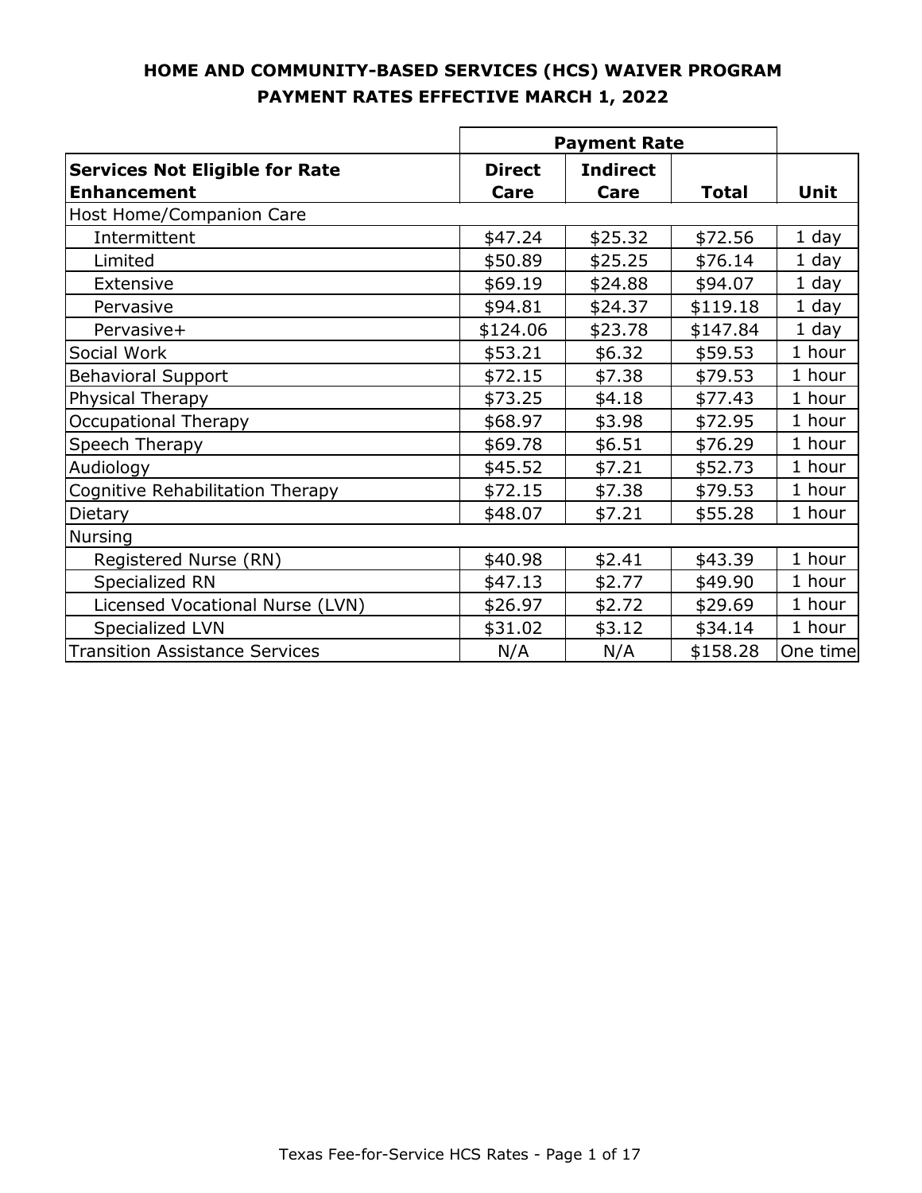## HOME AND COMMUNITY-BASED SERVICES (HCS) WAIVER PROGRAM
## PAYMENT RATES EFFECTIVE MARCH 1, 2022

| | Payment Rate | | | |
|---|---|---|---|---|
| **Services Not Eligible for Rate Enhancement** | **Direct Care** | **Indirect Care** | **Total** | **Unit** |
| Host Home/Companion Care | | | | |
| Intermittent | $47.24 | $25.32 | $72.56 | 1 day |
| Limited | $50.89 | $25.25 | $76.14 | 1 day |
| Extensive | $69.19 | $24.88 | $94.07 | 1 day |
| Pervasive | $94.81 | $24.37 | $119.18 | 1 day |
| Pervasive+ | $124.06 | $23.78 | $147.84 | 1 day |
| Social Work | $53.21 | $6.32 | $59.53 | 1 hour |
| Behavioral Support | $72.15 | $7.38 | $79.53 | 1 hour |
| Physical Therapy | $73.25 | $4.18 | $77.43 | 1 hour |
| Occupational Therapy | $68.97 | $3.98 | $72.95 | 1 hour |
| Speech Therapy | $69.78 | $6.51 | $76.29 | 1 hour |
| Audiology | $45.52 | $7.21 | $52.73 | 1 hour |
| Cognitive Rehabilitation Therapy | $72.15 | $7.38 | $79.53 | 1 hour |
| Dietary | $48.07 | $7.21 | $55.28 | 1 hour |
| Nursing | | | | |
| Registered Nurse (RN) | $40.98 | $2.41 | $43.39 | 1 hour |
| Specialized RN | $47.13 | $2.77 | $49.90 | 1 hour |
| Licensed Vocational Nurse (LVN) | $26.97 | $2.72 | $29.69 | 1 hour |
| Specialized LVN | $31.02 | $3.12 | $34.14 | 1 hour |
| Transition Assistance Services | N/A | N/A | $158.28 | One time |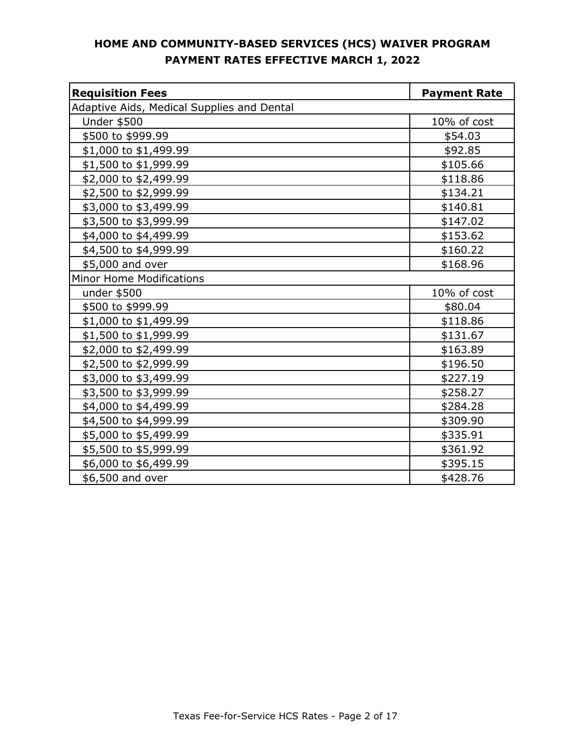# HOME AND COMMUNITY-BASED SERVICES (HCS) WAIVER PROGRAM
## PAYMENT RATES EFFECTIVE MARCH 1, 2022

| **Requisition Fees** | **Payment Rate** |
|---|---|
| Adaptive Aids, Medical Supplies and Dental | |
| Under $500 | 10% of cost |
| $500 to $999.99 | $54.03 |
| $1,000 to $1,499.99 | $92.85 |
| $1,500 to $1,999.99 | $105.66 |
| $2,000 to $2,499.99 | $118.86 |
| $2,500 to $2,999.99 | $134.21 |
| $3,000 to $3,499.99 | $140.81 |
| $3,500 to $3,999.99 | $147.02 |
| $4,000 to $4,499.99 | $153.62 |
| $4,500 to $4,999.99 | $160.22 |
| $5,000 and over | $168.96 |
| Minor Home Modifications | |
| under $500 | 10% of cost |
| $500 to $999.99 | $80.04 |
| $1,000 to $1,499.99 | $118.86 |
| $1,500 to $1,999.99 | $131.67 |
| $2,000 to $2,499.99 | $163.89 |
| $2,500 to $2,999.99 | $196.50 |
| $3,000 to $3,499.99 | $227.19 |
| $3,500 to $3,999.99 | $258.27 |
| $4,000 to $4,499.99 | $284.28 |
| $4,500 to $4,999.99 | $309.90 |
| $5,000 to $5,499.99 | $335.91 |
| $5,500 to $5,999.99 | $361.92 |
| $6,000 to $6,499.99 | $395.15 |
| $6,500 and over | $428.76 |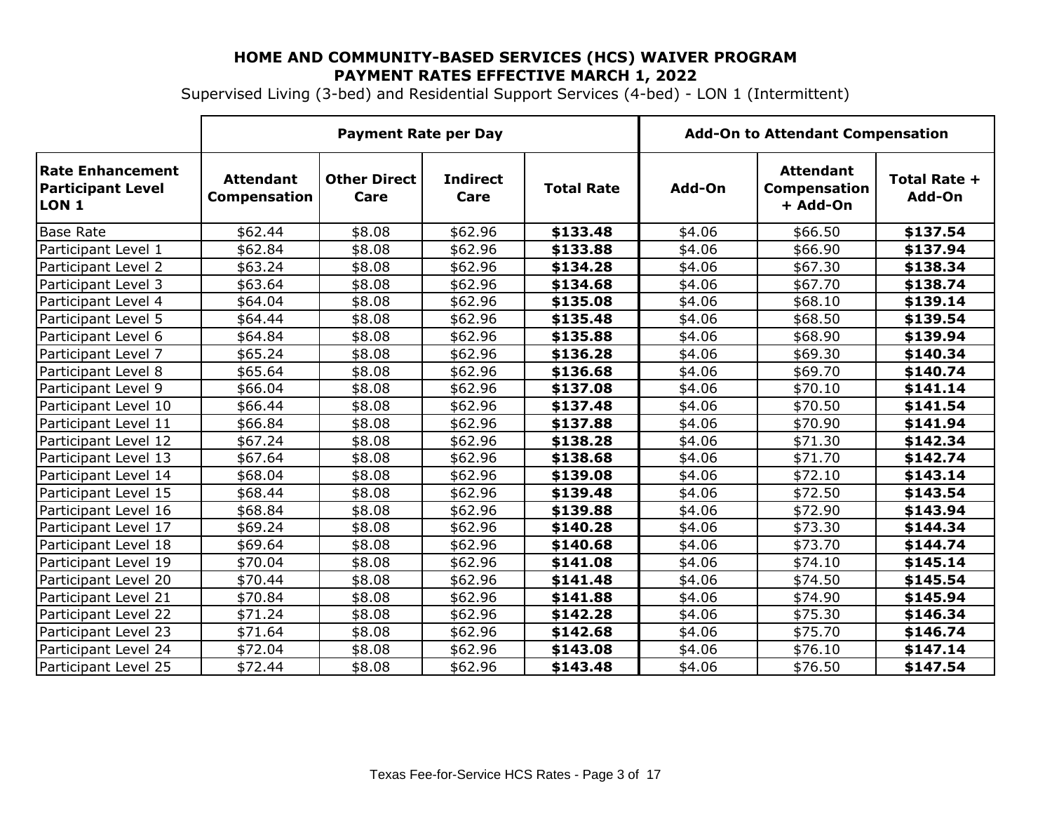**HOME AND COMMUNITY-BASED SERVICES (HCS) WAIVER PROGRAM**
**PAYMENT RATES EFFECTIVE MARCH 1, 2022**

Supervised Living (3-bed) and Residential Support Services (4-bed) - LON 1 (Intermittent)

| | Payment Rate per Day | | | | Add-On to Attendant Compensation | | |
|---|---|---|---|---|---|---|---|
| **Rate Enhancement Participant Level LON 1** | **Attendant Compensation** | **Other Direct Care** | **Indirect Care** | **Total Rate** | **Add-On** | **Attendant Compensation + Add-On** | **Total Rate + Add-On** |
| Base Rate | $62.44 | $8.08 | $62.96 | **$133.48** | $4.06 | $66.50 | **$137.54** |
| Participant Level 1 | $62.84 | $8.08 | $62.96 | **$133.88** | $4.06 | $66.90 | **$137.94** |
| Participant Level 2 | $63.24 | $8.08 | $62.96 | **$134.28** | $4.06 | $67.30 | **$138.34** |
| Participant Level 3 | $63.64 | $8.08 | $62.96 | **$134.68** | $4.06 | $67.70 | **$138.74** |
| Participant Level 4 | $64.04 | $8.08 | $62.96 | **$135.08** | $4.06 | $68.10 | **$139.14** |
| Participant Level 5 | $64.44 | $8.08 | $62.96 | **$135.48** | $4.06 | $68.50 | **$139.54** |
| Participant Level 6 | $64.84 | $8.08 | $62.96 | **$135.88** | $4.06 | $68.90 | **$139.94** |
| Participant Level 7 | $65.24 | $8.08 | $62.96 | **$136.28** | $4.06 | $69.30 | **$140.34** |
| Participant Level 8 | $65.64 | $8.08 | $62.96 | **$136.68** | $4.06 | $69.70 | **$140.74** |
| Participant Level 9 | $66.04 | $8.08 | $62.96 | **$137.08** | $4.06 | $70.10 | **$141.14** |
| Participant Level 10 | $66.44 | $8.08 | $62.96 | **$137.48** | $4.06 | $70.50 | **$141.54** |
| Participant Level 11 | $66.84 | $8.08 | $62.96 | **$137.88** | $4.06 | $70.90 | **$141.94** |
| Participant Level 12 | $67.24 | $8.08 | $62.96 | **$138.28** | $4.06 | $71.30 | **$142.34** |
| Participant Level 13 | $67.64 | $8.08 | $62.96 | **$138.68** | $4.06 | $71.70 | **$142.74** |
| Participant Level 14 | $68.04 | $8.08 | $62.96 | **$139.08** | $4.06 | $72.10 | **$143.14** |
| Participant Level 15 | $68.44 | $8.08 | $62.96 | **$139.48** | $4.06 | $72.50 | **$143.54** |
| Participant Level 16 | $68.84 | $8.08 | $62.96 | **$139.88** | $4.06 | $72.90 | **$143.94** |
| Participant Level 17 | $69.24 | $8.08 | $62.96 | **$140.28** | $4.06 | $73.30 | **$144.34** |
| Participant Level 18 | $69.64 | $8.08 | $62.96 | **$140.68** | $4.06 | $73.70 | **$144.74** |
| Participant Level 19 | $70.04 | $8.08 | $62.96 | **$141.08** | $4.06 | $74.10 | **$145.14** |
| Participant Level 20 | $70.44 | $8.08 | $62.96 | **$141.48** | $4.06 | $74.50 | **$145.54** |
| Participant Level 21 | $70.84 | $8.08 | $62.96 | **$141.88** | $4.06 | $74.90 | **$145.94** |
| Participant Level 22 | $71.24 | $8.08 | $62.96 | **$142.28** | $4.06 | $75.30 | **$146.34** |
| Participant Level 23 | $71.64 | $8.08 | $62.96 | **$142.68** | $4.06 | $75.70 | **$146.74** |
| Participant Level 24 | $72.04 | $8.08 | $62.96 | **$143.08** | $4.06 | $76.10 | **$147.14** |
| Participant Level 25 | $72.44 | $8.08 | $62.96 | **$143.48** | $4.06 | $76.50 | **$147.54** |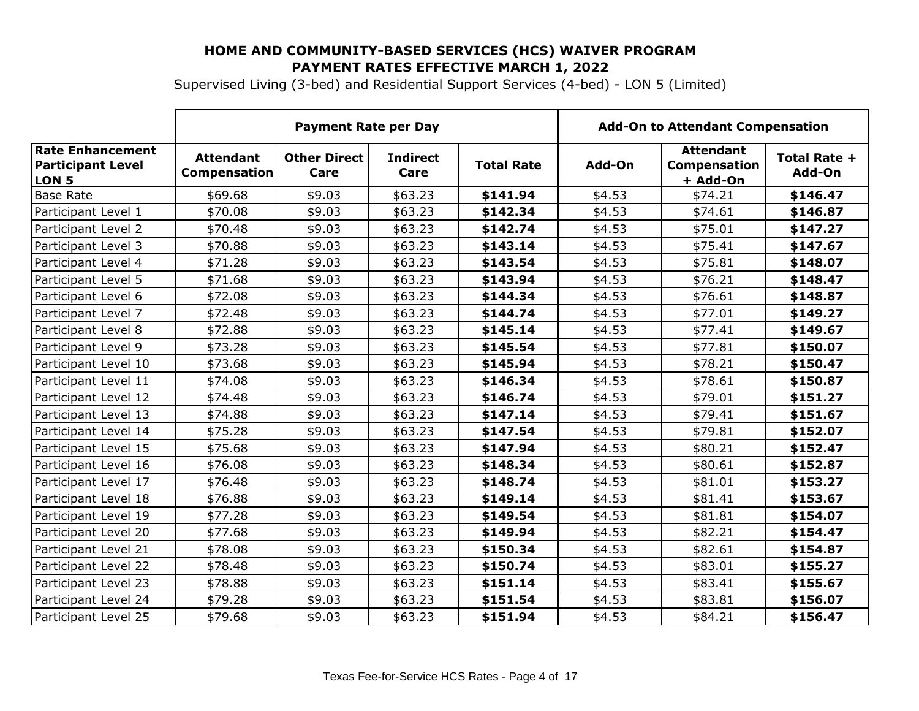**HOME AND COMMUNITY-BASED SERVICES (HCS) WAIVER PROGRAM**
**PAYMENT RATES EFFECTIVE MARCH 1, 2022**

Supervised Living (3-bed) and Residential Support Services (4-bed) - LON 5 (Limited)

| | Payment Rate per Day | | | | Add-On to Attendant Compensation | | |
|---|---|---|---|---|---|---|---|
| **Rate Enhancement Participant Level LON 5** | **Attendant Compensation** | **Other Direct Care** | **Indirect Care** | **Total Rate** | **Add-On** | **Attendant Compensation + Add-On** | **Total Rate + Add-On** |
| Base Rate | $69.68 | $9.03 | $63.23 | **$141.94** | $4.53 | $74.21 | **$146.47** |
| Participant Level 1 | $70.08 | $9.03 | $63.23 | **$142.34** | $4.53 | $74.61 | **$146.87** |
| Participant Level 2 | $70.48 | $9.03 | $63.23 | **$142.74** | $4.53 | $75.01 | **$147.27** |
| Participant Level 3 | $70.88 | $9.03 | $63.23 | **$143.14** | $4.53 | $75.41 | **$147.67** |
| Participant Level 4 | $71.28 | $9.03 | $63.23 | **$143.54** | $4.53 | $75.81 | **$148.07** |
| Participant Level 5 | $71.68 | $9.03 | $63.23 | **$143.94** | $4.53 | $76.21 | **$148.47** |
| Participant Level 6 | $72.08 | $9.03 | $63.23 | **$144.34** | $4.53 | $76.61 | **$148.87** |
| Participant Level 7 | $72.48 | $9.03 | $63.23 | **$144.74** | $4.53 | $77.01 | **$149.27** |
| Participant Level 8 | $72.88 | $9.03 | $63.23 | **$145.14** | $4.53 | $77.41 | **$149.67** |
| Participant Level 9 | $73.28 | $9.03 | $63.23 | **$145.54** | $4.53 | $77.81 | **$150.07** |
| Participant Level 10 | $73.68 | $9.03 | $63.23 | **$145.94** | $4.53 | $78.21 | **$150.47** |
| Participant Level 11 | $74.08 | $9.03 | $63.23 | **$146.34** | $4.53 | $78.61 | **$150.87** |
| Participant Level 12 | $74.48 | $9.03 | $63.23 | **$146.74** | $4.53 | $79.01 | **$151.27** |
| Participant Level 13 | $74.88 | $9.03 | $63.23 | **$147.14** | $4.53 | $79.41 | **$151.67** |
| Participant Level 14 | $75.28 | $9.03 | $63.23 | **$147.54** | $4.53 | $79.81 | **$152.07** |
| Participant Level 15 | $75.68 | $9.03 | $63.23 | **$147.94** | $4.53 | $80.21 | **$152.47** |
| Participant Level 16 | $76.08 | $9.03 | $63.23 | **$148.34** | $4.53 | $80.61 | **$152.87** |
| Participant Level 17 | $76.48 | $9.03 | $63.23 | **$148.74** | $4.53 | $81.01 | **$153.27** |
| Participant Level 18 | $76.88 | $9.03 | $63.23 | **$149.14** | $4.53 | $81.41 | **$153.67** |
| Participant Level 19 | $77.28 | $9.03 | $63.23 | **$149.54** | $4.53 | $81.81 | **$154.07** |
| Participant Level 20 | $77.68 | $9.03 | $63.23 | **$149.94** | $4.53 | $82.21 | **$154.47** |
| Participant Level 21 | $78.08 | $9.03 | $63.23 | **$150.34** | $4.53 | $82.61 | **$154.87** |
| Participant Level 22 | $78.48 | $9.03 | $63.23 | **$150.74** | $4.53 | $83.01 | **$155.27** |
| Participant Level 23 | $78.88 | $9.03 | $63.23 | **$151.14** | $4.53 | $83.41 | **$155.67** |
| Participant Level 24 | $79.28 | $9.03 | $63.23 | **$151.54** | $4.53 | $83.81 | **$156.07** |
| Participant Level 25 | $79.68 | $9.03 | $63.23 | **$151.94** | $4.53 | $84.21 | **$156.47** |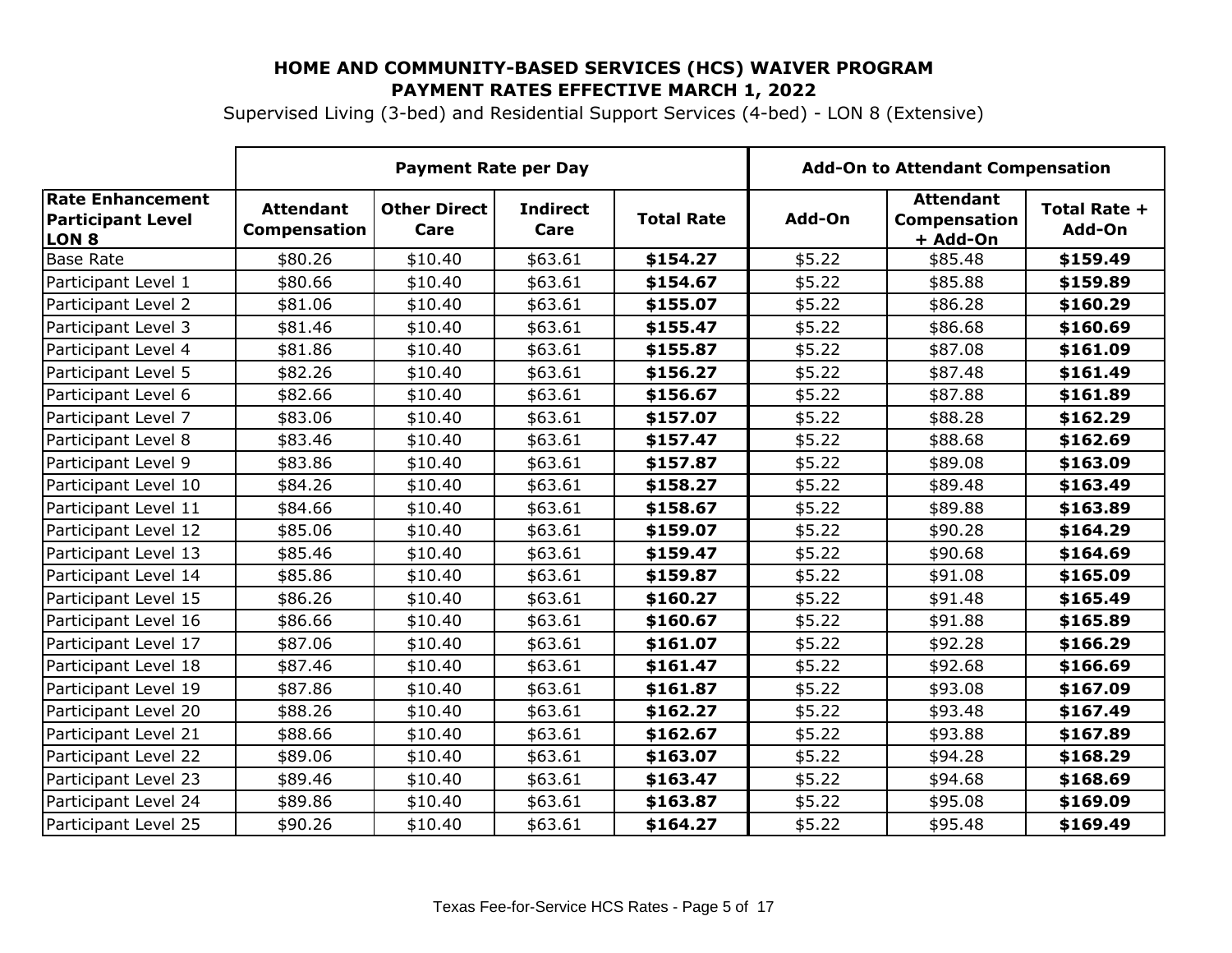## HOME AND COMMUNITY-BASED SERVICES (HCS) WAIVER PROGRAM
## PAYMENT RATES EFFECTIVE MARCH 1, 2022

Supervised Living (3-bed) and Residential Support Services (4-bed) - LON 8 (Extensive)

| | Payment Rate per Day | | | | Add-On to Attendant Compensation | | |
|---|---|---|---|---|---|---|---|
| **Rate Enhancement Participant Level LON 8** | **Attendant Compensation** | **Other Direct Care** | **Indirect Care** | **Total Rate** | **Add-On** | **Attendant Compensation + Add-On** | **Total Rate + Add-On** |
| Base Rate | $80.26 | $10.40 | $63.61 | **$154.27** | $5.22 | $85.48 | **$159.49** |
| Participant Level 1 | $80.66 | $10.40 | $63.61 | **$154.67** | $5.22 | $85.88 | **$159.89** |
| Participant Level 2 | $81.06 | $10.40 | $63.61 | **$155.07** | $5.22 | $86.28 | **$160.29** |
| Participant Level 3 | $81.46 | $10.40 | $63.61 | **$155.47** | $5.22 | $86.68 | **$160.69** |
| Participant Level 4 | $81.86 | $10.40 | $63.61 | **$155.87** | $5.22 | $87.08 | **$161.09** |
| Participant Level 5 | $82.26 | $10.40 | $63.61 | **$156.27** | $5.22 | $87.48 | **$161.49** |
| Participant Level 6 | $82.66 | $10.40 | $63.61 | **$156.67** | $5.22 | $87.88 | **$161.89** |
| Participant Level 7 | $83.06 | $10.40 | $63.61 | **$157.07** | $5.22 | $88.28 | **$162.29** |
| Participant Level 8 | $83.46 | $10.40 | $63.61 | **$157.47** | $5.22 | $88.68 | **$162.69** |
| Participant Level 9 | $83.86 | $10.40 | $63.61 | **$157.87** | $5.22 | $89.08 | **$163.09** |
| Participant Level 10 | $84.26 | $10.40 | $63.61 | **$158.27** | $5.22 | $89.48 | **$163.49** |
| Participant Level 11 | $84.66 | $10.40 | $63.61 | **$158.67** | $5.22 | $89.88 | **$163.89** |
| Participant Level 12 | $85.06 | $10.40 | $63.61 | **$159.07** | $5.22 | $90.28 | **$164.29** |
| Participant Level 13 | $85.46 | $10.40 | $63.61 | **$159.47** | $5.22 | $90.68 | **$164.69** |
| Participant Level 14 | $85.86 | $10.40 | $63.61 | **$159.87** | $5.22 | $91.08 | **$165.09** |
| Participant Level 15 | $86.26 | $10.40 | $63.61 | **$160.27** | $5.22 | $91.48 | **$165.49** |
| Participant Level 16 | $86.66 | $10.40 | $63.61 | **$160.67** | $5.22 | $91.88 | **$165.89** |
| Participant Level 17 | $87.06 | $10.40 | $63.61 | **$161.07** | $5.22 | $92.28 | **$166.29** |
| Participant Level 18 | $87.46 | $10.40 | $63.61 | **$161.47** | $5.22 | $92.68 | **$166.69** |
| Participant Level 19 | $87.86 | $10.40 | $63.61 | **$161.87** | $5.22 | $93.08 | **$167.09** |
| Participant Level 20 | $88.26 | $10.40 | $63.61 | **$162.27** | $5.22 | $93.48 | **$167.49** |
| Participant Level 21 | $88.66 | $10.40 | $63.61 | **$162.67** | $5.22 | $93.88 | **$167.89** |
| Participant Level 22 | $89.06 | $10.40 | $63.61 | **$163.07** | $5.22 | $94.28 | **$168.29** |
| Participant Level 23 | $89.46 | $10.40 | $63.61 | **$163.47** | $5.22 | $94.68 | **$168.69** |
| Participant Level 24 | $89.86 | $10.40 | $63.61 | **$163.87** | $5.22 | $95.08 | **$169.09** |
| Participant Level 25 | $90.26 | $10.40 | $63.61 | **$164.27** | $5.22 | $95.48 | **$169.49** |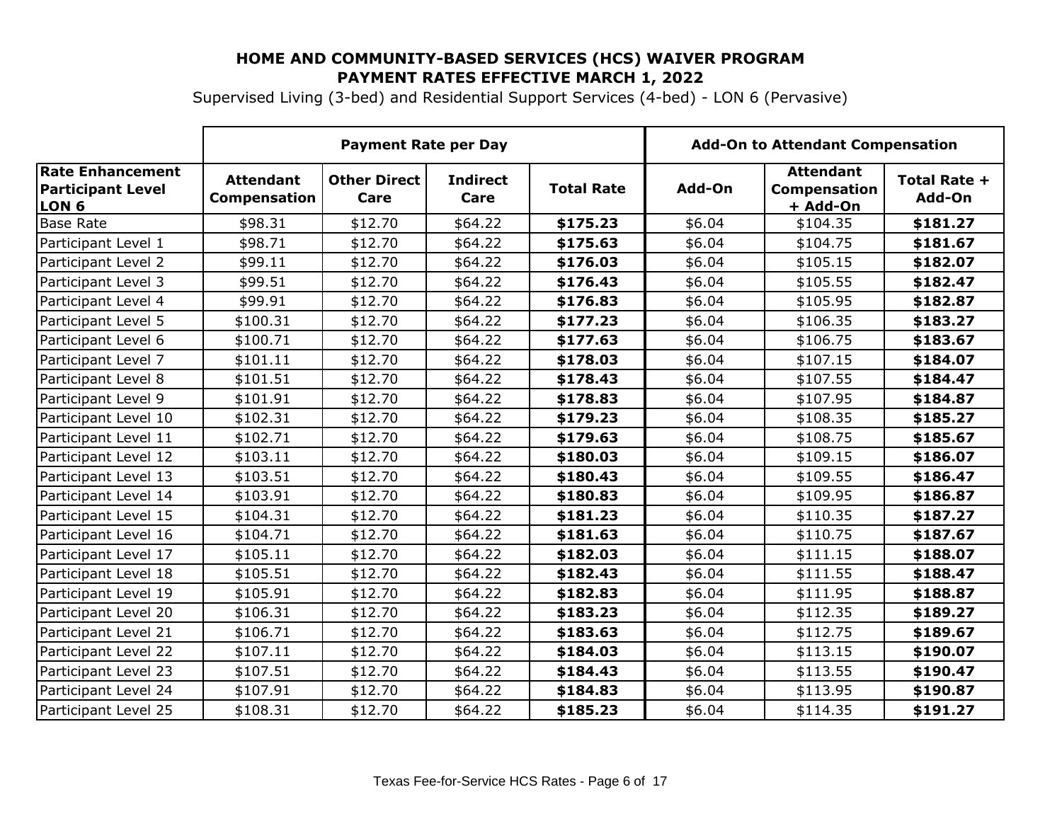# HOME AND COMMUNITY-BASED SERVICES (HCS) WAIVER PROGRAM
## PAYMENT RATES EFFECTIVE MARCH 1, 2022

Supervised Living (3-bed) and Residential Support Services (4-bed) - LON 6 (Pervasive)

| | Payment Rate per Day | | | | Add-On to Attendant Compensation | | |
|---|---|---|---|---|---|---|---|
| **Rate Enhancement Participant Level LON 6** | **Attendant Compensation** | **Other Direct Care** | **Indirect Care** | **Total Rate** | **Add-On** | **Attendant Compensation + Add-On** | **Total Rate + Add-On** |
| Base Rate | $98.31 | $12.70 | $64.22 | **$175.23** | $6.04 | $104.35 | **$181.27** |
| Participant Level 1 | $98.71 | $12.70 | $64.22 | **$175.63** | $6.04 | $104.75 | **$181.67** |
| Participant Level 2 | $99.11 | $12.70 | $64.22 | **$176.03** | $6.04 | $105.15 | **$182.07** |
| Participant Level 3 | $99.51 | $12.70 | $64.22 | **$176.43** | $6.04 | $105.55 | **$182.47** |
| Participant Level 4 | $99.91 | $12.70 | $64.22 | **$176.83** | $6.04 | $105.95 | **$182.87** |
| Participant Level 5 | $100.31 | $12.70 | $64.22 | **$177.23** | $6.04 | $106.35 | **$183.27** |
| Participant Level 6 | $100.71 | $12.70 | $64.22 | **$177.63** | $6.04 | $106.75 | **$183.67** |
| Participant Level 7 | $101.11 | $12.70 | $64.22 | **$178.03** | $6.04 | $107.15 | **$184.07** |
| Participant Level 8 | $101.51 | $12.70 | $64.22 | **$178.43** | $6.04 | $107.55 | **$184.47** |
| Participant Level 9 | $101.91 | $12.70 | $64.22 | **$178.83** | $6.04 | $107.95 | **$184.87** |
| Participant Level 10 | $102.31 | $12.70 | $64.22 | **$179.23** | $6.04 | $108.35 | **$185.27** |
| Participant Level 11 | $102.71 | $12.70 | $64.22 | **$179.63** | $6.04 | $108.75 | **$185.67** |
| Participant Level 12 | $103.11 | $12.70 | $64.22 | **$180.03** | $6.04 | $109.15 | **$186.07** |
| Participant Level 13 | $103.51 | $12.70 | $64.22 | **$180.43** | $6.04 | $109.55 | **$186.47** |
| Participant Level 14 | $103.91 | $12.70 | $64.22 | **$180.83** | $6.04 | $109.95 | **$186.87** |
| Participant Level 15 | $104.31 | $12.70 | $64.22 | **$181.23** | $6.04 | $110.35 | **$187.27** |
| Participant Level 16 | $104.71 | $12.70 | $64.22 | **$181.63** | $6.04 | $110.75 | **$187.67** |
| Participant Level 17 | $105.11 | $12.70 | $64.22 | **$182.03** | $6.04 | $111.15 | **$188.07** |
| Participant Level 18 | $105.51 | $12.70 | $64.22 | **$182.43** | $6.04 | $111.55 | **$188.47** |
| Participant Level 19 | $105.91 | $12.70 | $64.22 | **$182.83** | $6.04 | $111.95 | **$188.87** |
| Participant Level 20 | $106.31 | $12.70 | $64.22 | **$183.23** | $6.04 | $112.35 | **$189.27** |
| Participant Level 21 | $106.71 | $12.70 | $64.22 | **$183.63** | $6.04 | $112.75 | **$189.67** |
| Participant Level 22 | $107.11 | $12.70 | $64.22 | **$184.03** | $6.04 | $113.15 | **$190.07** |
| Participant Level 23 | $107.51 | $12.70 | $64.22 | **$184.43** | $6.04 | $113.55 | **$190.47** |
| Participant Level 24 | $107.91 | $12.70 | $64.22 | **$184.83** | $6.04 | $113.95 | **$190.87** |
| Participant Level 25 | $108.31 | $12.70 | $64.22 | **$185.23** | $6.04 | $114.35 | **$191.27** |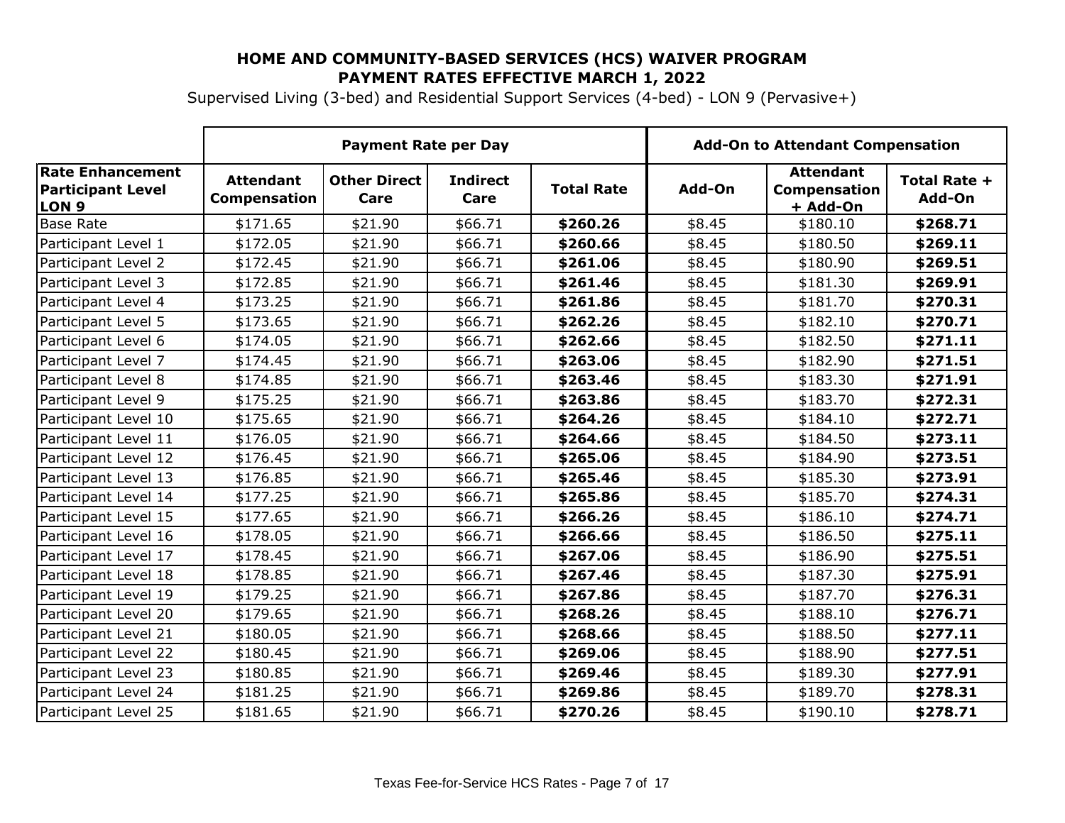**HOME AND COMMUNITY-BASED SERVICES (HCS) WAIVER PROGRAM**
**PAYMENT RATES EFFECTIVE MARCH 1, 2022**

Supervised Living (3-bed) and Residential Support Services (4-bed) - LON 9 (Pervasive+)

| | Payment Rate per Day | | | | Add-On to Attendant Compensation | | |
|---|---|---|---|---|---|---|---|
| **Rate Enhancement Participant Level LON 9** | **Attendant Compensation** | **Other Direct Care** | **Indirect Care** | **Total Rate** | **Add-On** | **Attendant Compensation + Add-On** | **Total Rate + Add-On** |
| Base Rate | $171.65 | $21.90 | $66.71 | **$260.26** | $8.45 | $180.10 | **$268.71** |
| Participant Level 1 | $172.05 | $21.90 | $66.71 | **$260.66** | $8.45 | $180.50 | **$269.11** |
| Participant Level 2 | $172.45 | $21.90 | $66.71 | **$261.06** | $8.45 | $180.90 | **$269.51** |
| Participant Level 3 | $172.85 | $21.90 | $66.71 | **$261.46** | $8.45 | $181.30 | **$269.91** |
| Participant Level 4 | $173.25 | $21.90 | $66.71 | **$261.86** | $8.45 | $181.70 | **$270.31** |
| Participant Level 5 | $173.65 | $21.90 | $66.71 | **$262.26** | $8.45 | $182.10 | **$270.71** |
| Participant Level 6 | $174.05 | $21.90 | $66.71 | **$262.66** | $8.45 | $182.50 | **$271.11** |
| Participant Level 7 | $174.45 | $21.90 | $66.71 | **$263.06** | $8.45 | $182.90 | **$271.51** |
| Participant Level 8 | $174.85 | $21.90 | $66.71 | **$263.46** | $8.45 | $183.30 | **$271.91** |
| Participant Level 9 | $175.25 | $21.90 | $66.71 | **$263.86** | $8.45 | $183.70 | **$272.31** |
| Participant Level 10 | $175.65 | $21.90 | $66.71 | **$264.26** | $8.45 | $184.10 | **$272.71** |
| Participant Level 11 | $176.05 | $21.90 | $66.71 | **$264.66** | $8.45 | $184.50 | **$273.11** |
| Participant Level 12 | $176.45 | $21.90 | $66.71 | **$265.06** | $8.45 | $184.90 | **$273.51** |
| Participant Level 13 | $176.85 | $21.90 | $66.71 | **$265.46** | $8.45 | $185.30 | **$273.91** |
| Participant Level 14 | $177.25 | $21.90 | $66.71 | **$265.86** | $8.45 | $185.70 | **$274.31** |
| Participant Level 15 | $177.65 | $21.90 | $66.71 | **$266.26** | $8.45 | $186.10 | **$274.71** |
| Participant Level 16 | $178.05 | $21.90 | $66.71 | **$266.66** | $8.45 | $186.50 | **$275.11** |
| Participant Level 17 | $178.45 | $21.90 | $66.71 | **$267.06** | $8.45 | $186.90 | **$275.51** |
| Participant Level 18 | $178.85 | $21.90 | $66.71 | **$267.46** | $8.45 | $187.30 | **$275.91** |
| Participant Level 19 | $179.25 | $21.90 | $66.71 | **$267.86** | $8.45 | $187.70 | **$276.31** |
| Participant Level 20 | $179.65 | $21.90 | $66.71 | **$268.26** | $8.45 | $188.10 | **$276.71** |
| Participant Level 21 | $180.05 | $21.90 | $66.71 | **$268.66** | $8.45 | $188.50 | **$277.11** |
| Participant Level 22 | $180.45 | $21.90 | $66.71 | **$269.06** | $8.45 | $188.90 | **$277.51** |
| Participant Level 23 | $180.85 | $21.90 | $66.71 | **$269.46** | $8.45 | $189.30 | **$277.91** |
| Participant Level 24 | $181.25 | $21.90 | $66.71 | **$269.86** | $8.45 | $189.70 | **$278.31** |
| Participant Level 25 | $181.65 | $21.90 | $66.71 | **$270.26** | $8.45 | $190.10 | **$278.71** |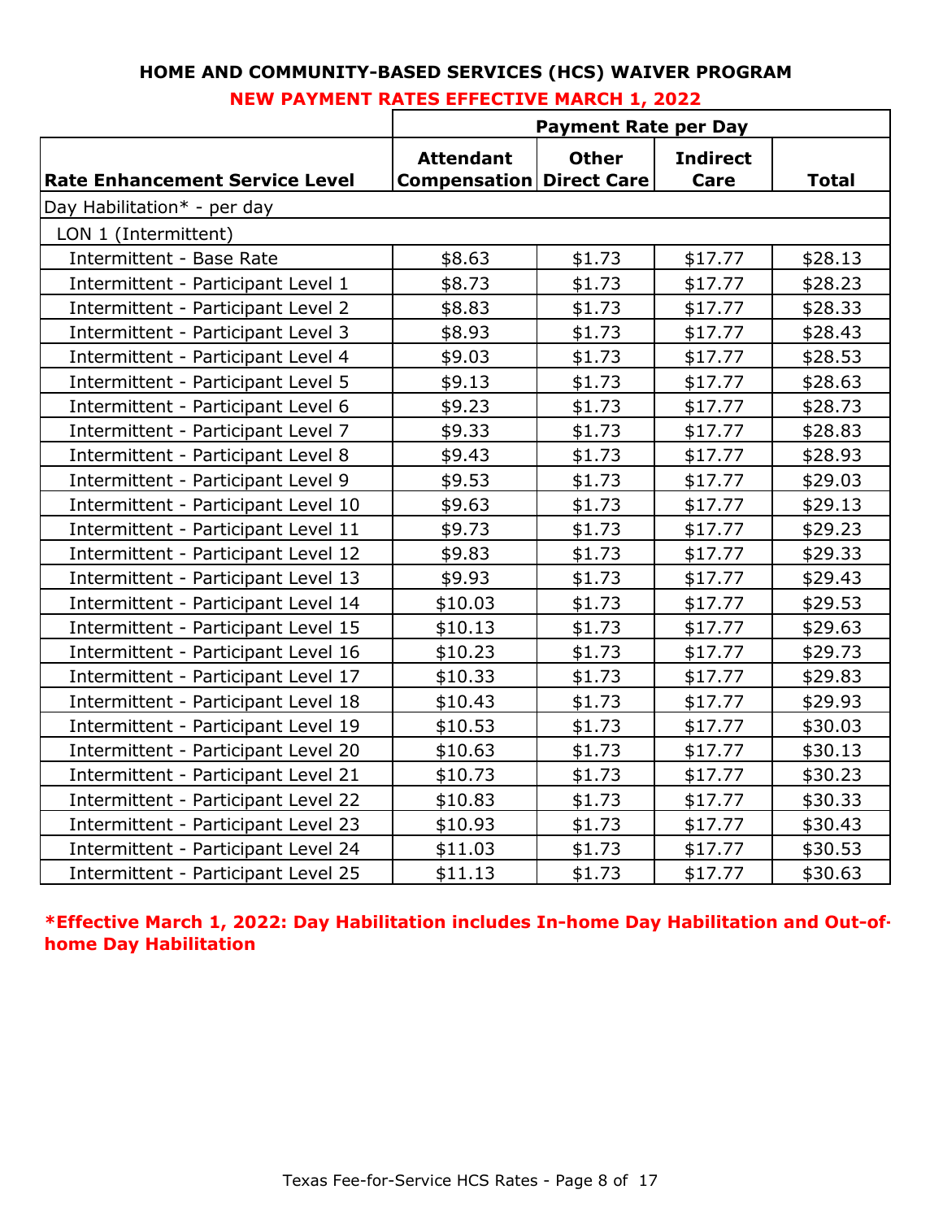## HOME AND COMMUNITY-BASED SERVICES (HCS) WAIVER PROGRAM

### NEW PAYMENT RATES EFFECTIVE MARCH 1, 2022

| | Payment Rate per Day | | | |
|---|---|---|---|---|
| **Rate Enhancement Service Level** | **Attendant Compensation** | **Other Direct Care** | **Indirect Care** | **Total** |
| Day Habilitation* - per day | | | | |
| LON 1 (Intermittent) | | | | |
| Intermittent - Base Rate | $8.63 | $1.73 | $17.77 | $28.13 |
| Intermittent - Participant Level 1 | $8.73 | $1.73 | $17.77 | $28.23 |
| Intermittent - Participant Level 2 | $8.83 | $1.73 | $17.77 | $28.33 |
| Intermittent - Participant Level 3 | $8.93 | $1.73 | $17.77 | $28.43 |
| Intermittent - Participant Level 4 | $9.03 | $1.73 | $17.77 | $28.53 |
| Intermittent - Participant Level 5 | $9.13 | $1.73 | $17.77 | $28.63 |
| Intermittent - Participant Level 6 | $9.23 | $1.73 | $17.77 | $28.73 |
| Intermittent - Participant Level 7 | $9.33 | $1.73 | $17.77 | $28.83 |
| Intermittent - Participant Level 8 | $9.43 | $1.73 | $17.77 | $28.93 |
| Intermittent - Participant Level 9 | $9.53 | $1.73 | $17.77 | $29.03 |
| Intermittent - Participant Level 10 | $9.63 | $1.73 | $17.77 | $29.13 |
| Intermittent - Participant Level 11 | $9.73 | $1.73 | $17.77 | $29.23 |
| Intermittent - Participant Level 12 | $9.83 | $1.73 | $17.77 | $29.33 |
| Intermittent - Participant Level 13 | $9.93 | $1.73 | $17.77 | $29.43 |
| Intermittent - Participant Level 14 | $10.03 | $1.73 | $17.77 | $29.53 |
| Intermittent - Participant Level 15 | $10.13 | $1.73 | $17.77 | $29.63 |
| Intermittent - Participant Level 16 | $10.23 | $1.73 | $17.77 | $29.73 |
| Intermittent - Participant Level 17 | $10.33 | $1.73 | $17.77 | $29.83 |
| Intermittent - Participant Level 18 | $10.43 | $1.73 | $17.77 | $29.93 |
| Intermittent - Participant Level 19 | $10.53 | $1.73 | $17.77 | $30.03 |
| Intermittent - Participant Level 20 | $10.63 | $1.73 | $17.77 | $30.13 |
| Intermittent - Participant Level 21 | $10.73 | $1.73 | $17.77 | $30.23 |
| Intermittent - Participant Level 22 | $10.83 | $1.73 | $17.77 | $30.33 |
| Intermittent - Participant Level 23 | $10.93 | $1.73 | $17.77 | $30.43 |
| Intermittent - Participant Level 24 | $11.03 | $1.73 | $17.77 | $30.53 |
| Intermittent - Participant Level 25 | $11.13 | $1.73 | $17.77 | $30.63 |

**\*Effective March 1, 2022: Day Habilitation includes In-home Day Habilitation and Out-of-home Day Habilitation**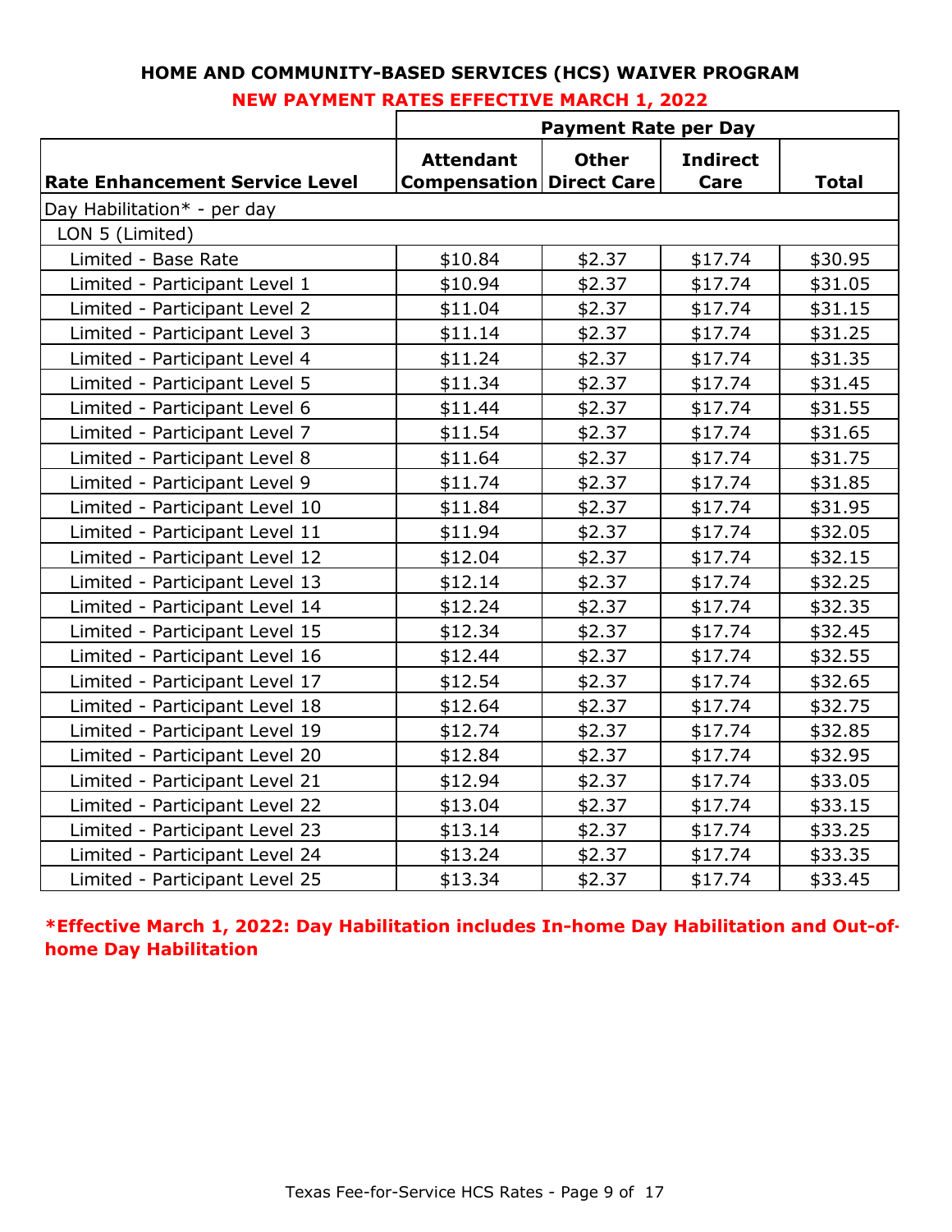## HOME AND COMMUNITY-BASED SERVICES (HCS) WAIVER PROGRAM

### NEW PAYMENT RATES EFFECTIVE MARCH 1, 2022

| | Payment Rate per Day | | | |
|---|---|---|---|---|
| **Rate Enhancement Service Level** | **Attendant Compensation** | **Other Direct Care** | **Indirect Care** | **Total** |
| Day Habilitation* - per day | | | | |
| LON 5 (Limited) | | | | |
| Limited - Base Rate | $10.84 | $2.37 | $17.74 | $30.95 |
| Limited - Participant Level 1 | $10.94 | $2.37 | $17.74 | $31.05 |
| Limited - Participant Level 2 | $11.04 | $2.37 | $17.74 | $31.15 |
| Limited - Participant Level 3 | $11.14 | $2.37 | $17.74 | $31.25 |
| Limited - Participant Level 4 | $11.24 | $2.37 | $17.74 | $31.35 |
| Limited - Participant Level 5 | $11.34 | $2.37 | $17.74 | $31.45 |
| Limited - Participant Level 6 | $11.44 | $2.37 | $17.74 | $31.55 |
| Limited - Participant Level 7 | $11.54 | $2.37 | $17.74 | $31.65 |
| Limited - Participant Level 8 | $11.64 | $2.37 | $17.74 | $31.75 |
| Limited - Participant Level 9 | $11.74 | $2.37 | $17.74 | $31.85 |
| Limited - Participant Level 10 | $11.84 | $2.37 | $17.74 | $31.95 |
| Limited - Participant Level 11 | $11.94 | $2.37 | $17.74 | $32.05 |
| Limited - Participant Level 12 | $12.04 | $2.37 | $17.74 | $32.15 |
| Limited - Participant Level 13 | $12.14 | $2.37 | $17.74 | $32.25 |
| Limited - Participant Level 14 | $12.24 | $2.37 | $17.74 | $32.35 |
| Limited - Participant Level 15 | $12.34 | $2.37 | $17.74 | $32.45 |
| Limited - Participant Level 16 | $12.44 | $2.37 | $17.74 | $32.55 |
| Limited - Participant Level 17 | $12.54 | $2.37 | $17.74 | $32.65 |
| Limited - Participant Level 18 | $12.64 | $2.37 | $17.74 | $32.75 |
| Limited - Participant Level 19 | $12.74 | $2.37 | $17.74 | $32.85 |
| Limited - Participant Level 20 | $12.84 | $2.37 | $17.74 | $32.95 |
| Limited - Participant Level 21 | $12.94 | $2.37 | $17.74 | $33.05 |
| Limited - Participant Level 22 | $13.04 | $2.37 | $17.74 | $33.15 |
| Limited - Participant Level 23 | $13.14 | $2.37 | $17.74 | $33.25 |
| Limited - Participant Level 24 | $13.24 | $2.37 | $17.74 | $33.35 |
| Limited - Participant Level 25 | $13.34 | $2.37 | $17.74 | $33.45 |

**\*Effective March 1, 2022: Day Habilitation includes In-home Day Habilitation and Out-of-home Day Habilitation**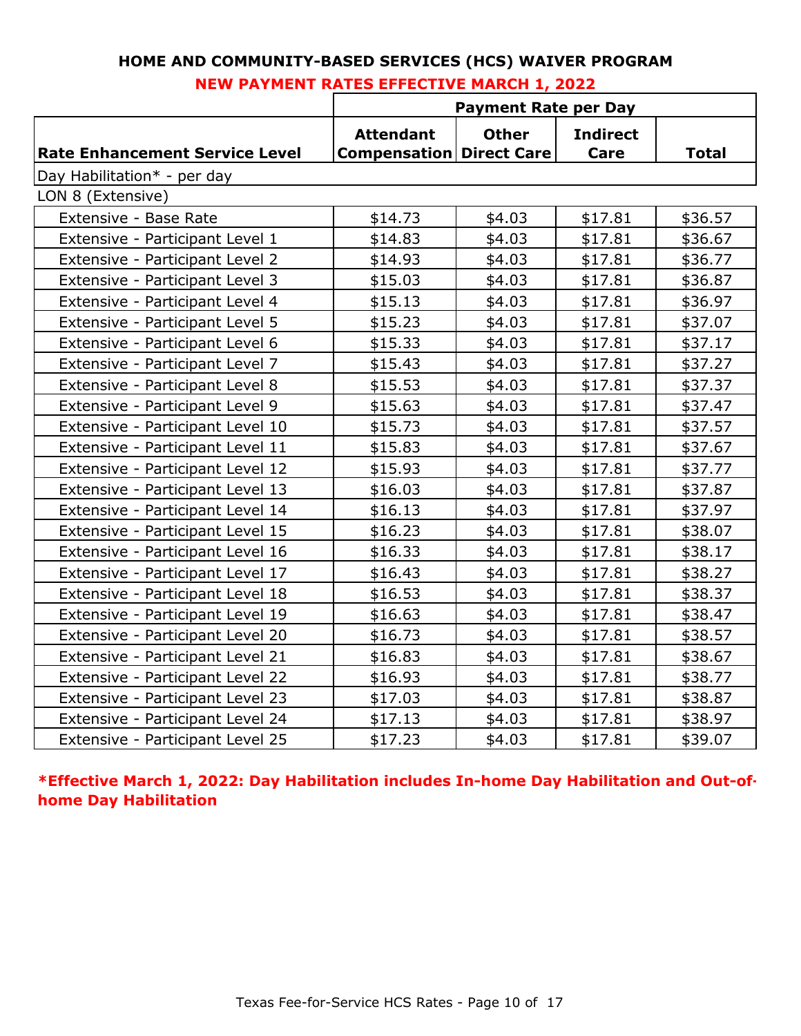## HOME AND COMMUNITY-BASED SERVICES (HCS) WAIVER PROGRAM

**NEW PAYMENT RATES EFFECTIVE MARCH 1, 2022**

| Rate Enhancement Service Level | Payment Rate per Day | | | |
|---|---|---|---|---|
| | Attendant Compensation | Other Direct Care | Indirect Care | Total |
| Day Habilitation* - per day | | | | |
| LON 8 (Extensive) | | | | |
| Extensive - Base Rate | $14.73 | $4.03 | $17.81 | $36.57 |
| Extensive - Participant Level 1 | $14.83 | $4.03 | $17.81 | $36.67 |
| Extensive - Participant Level 2 | $14.93 | $4.03 | $17.81 | $36.77 |
| Extensive - Participant Level 3 | $15.03 | $4.03 | $17.81 | $36.87 |
| Extensive - Participant Level 4 | $15.13 | $4.03 | $17.81 | $36.97 |
| Extensive - Participant Level 5 | $15.23 | $4.03 | $17.81 | $37.07 |
| Extensive - Participant Level 6 | $15.33 | $4.03 | $17.81 | $37.17 |
| Extensive - Participant Level 7 | $15.43 | $4.03 | $17.81 | $37.27 |
| Extensive - Participant Level 8 | $15.53 | $4.03 | $17.81 | $37.37 |
| Extensive - Participant Level 9 | $15.63 | $4.03 | $17.81 | $37.47 |
| Extensive - Participant Level 10 | $15.73 | $4.03 | $17.81 | $37.57 |
| Extensive - Participant Level 11 | $15.83 | $4.03 | $17.81 | $37.67 |
| Extensive - Participant Level 12 | $15.93 | $4.03 | $17.81 | $37.77 |
| Extensive - Participant Level 13 | $16.03 | $4.03 | $17.81 | $37.87 |
| Extensive - Participant Level 14 | $16.13 | $4.03 | $17.81 | $37.97 |
| Extensive - Participant Level 15 | $16.23 | $4.03 | $17.81 | $38.07 |
| Extensive - Participant Level 16 | $16.33 | $4.03 | $17.81 | $38.17 |
| Extensive - Participant Level 17 | $16.43 | $4.03 | $17.81 | $38.27 |
| Extensive - Participant Level 18 | $16.53 | $4.03 | $17.81 | $38.37 |
| Extensive - Participant Level 19 | $16.63 | $4.03 | $17.81 | $38.47 |
| Extensive - Participant Level 20 | $16.73 | $4.03 | $17.81 | $38.57 |
| Extensive - Participant Level 21 | $16.83 | $4.03 | $17.81 | $38.67 |
| Extensive - Participant Level 22 | $16.93 | $4.03 | $17.81 | $38.77 |
| Extensive - Participant Level 23 | $17.03 | $4.03 | $17.81 | $38.87 |
| Extensive - Participant Level 24 | $17.13 | $4.03 | $17.81 | $38.97 |
| Extensive - Participant Level 25 | $17.23 | $4.03 | $17.81 | $39.07 |

***Effective March 1, 2022: Day Habilitation includes In-home Day Habilitation and Out-of-home Day Habilitation**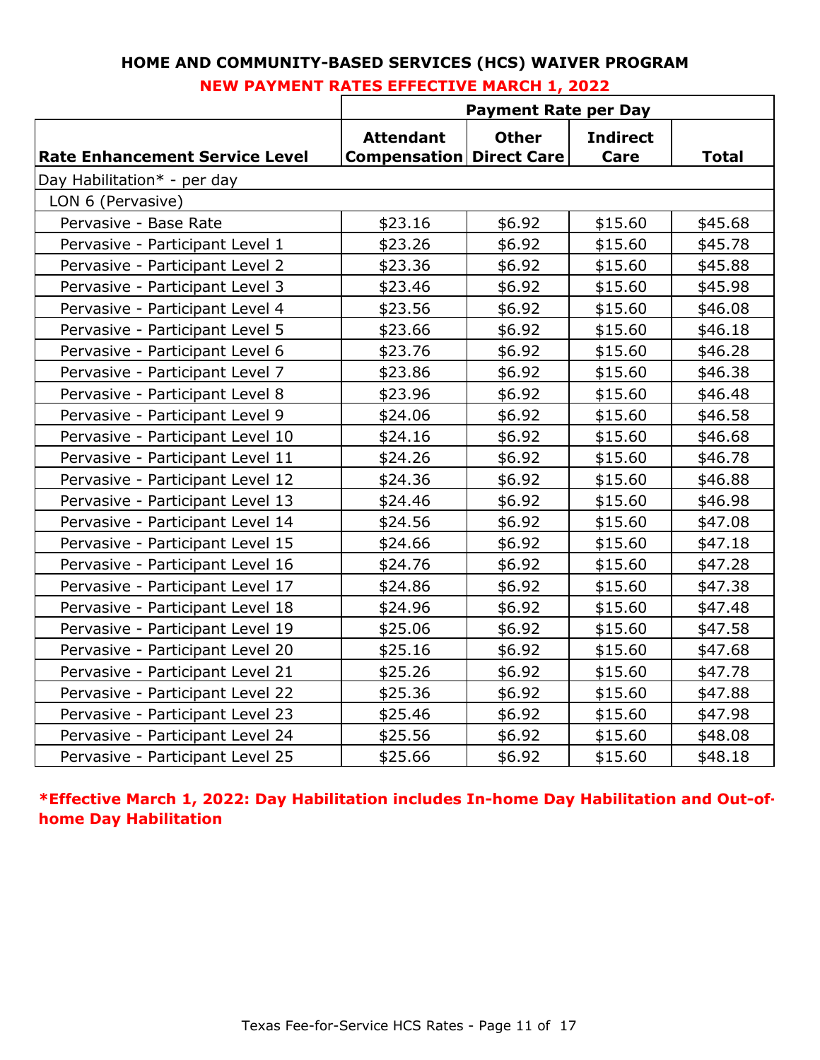**HOME AND COMMUNITY-BASED SERVICES (HCS) WAIVER PROGRAM**

**NEW PAYMENT RATES EFFECTIVE MARCH 1, 2022**

| | Payment Rate per Day | | | |
|---|---|---|---|---|
| **Rate Enhancement Service Level** | **Attendant Compensation** | **Other Direct Care** | **Indirect Care** | **Total** |
| Day Habilitation* - per day | | | | |
| LON 6 (Pervasive) | | | | |
| Pervasive - Base Rate | $23.16 | $6.92 | $15.60 | $45.68 |
| Pervasive - Participant Level 1 | $23.26 | $6.92 | $15.60 | $45.78 |
| Pervasive - Participant Level 2 | $23.36 | $6.92 | $15.60 | $45.88 |
| Pervasive - Participant Level 3 | $23.46 | $6.92 | $15.60 | $45.98 |
| Pervasive - Participant Level 4 | $23.56 | $6.92 | $15.60 | $46.08 |
| Pervasive - Participant Level 5 | $23.66 | $6.92 | $15.60 | $46.18 |
| Pervasive - Participant Level 6 | $23.76 | $6.92 | $15.60 | $46.28 |
| Pervasive - Participant Level 7 | $23.86 | $6.92 | $15.60 | $46.38 |
| Pervasive - Participant Level 8 | $23.96 | $6.92 | $15.60 | $46.48 |
| Pervasive - Participant Level 9 | $24.06 | $6.92 | $15.60 | $46.58 |
| Pervasive - Participant Level 10 | $24.16 | $6.92 | $15.60 | $46.68 |
| Pervasive - Participant Level 11 | $24.26 | $6.92 | $15.60 | $46.78 |
| Pervasive - Participant Level 12 | $24.36 | $6.92 | $15.60 | $46.88 |
| Pervasive - Participant Level 13 | $24.46 | $6.92 | $15.60 | $46.98 |
| Pervasive - Participant Level 14 | $24.56 | $6.92 | $15.60 | $47.08 |
| Pervasive - Participant Level 15 | $24.66 | $6.92 | $15.60 | $47.18 |
| Pervasive - Participant Level 16 | $24.76 | $6.92 | $15.60 | $47.28 |
| Pervasive - Participant Level 17 | $24.86 | $6.92 | $15.60 | $47.38 |
| Pervasive - Participant Level 18 | $24.96 | $6.92 | $15.60 | $47.48 |
| Pervasive - Participant Level 19 | $25.06 | $6.92 | $15.60 | $47.58 |
| Pervasive - Participant Level 20 | $25.16 | $6.92 | $15.60 | $47.68 |
| Pervasive - Participant Level 21 | $25.26 | $6.92 | $15.60 | $47.78 |
| Pervasive - Participant Level 22 | $25.36 | $6.92 | $15.60 | $47.88 |
| Pervasive - Participant Level 23 | $25.46 | $6.92 | $15.60 | $47.98 |
| Pervasive - Participant Level 24 | $25.56 | $6.92 | $15.60 | $48.08 |
| Pervasive - Participant Level 25 | $25.66 | $6.92 | $15.60 | $48.18 |

***Effective March 1, 2022: Day Habilitation includes In-home Day Habilitation and Out-of-home Day Habilitation**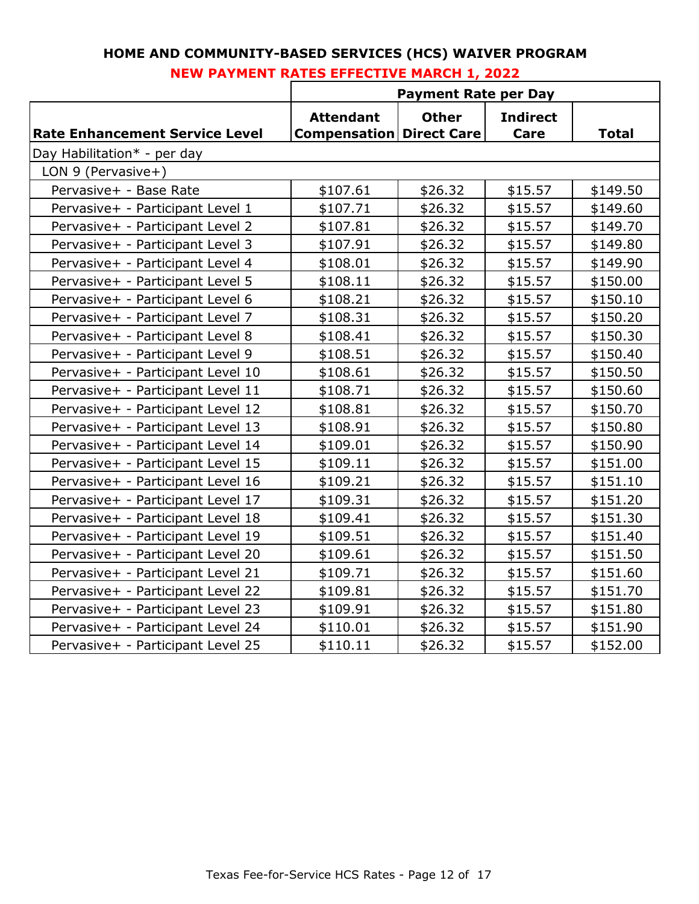## HOME AND COMMUNITY-BASED SERVICES (HCS) WAIVER PROGRAM

**NEW PAYMENT RATES EFFECTIVE MARCH 1, 2022**

| | Payment Rate per Day | | | |
|---|---|---|---|---|
| **Rate Enhancement Service Level** | **Attendant Compensation** | **Other Direct Care** | **Indirect Care** | **Total** |
| Day Habilitation* - per day | | | | |
| LON 9 (Pervasive+) | | | | |
| Pervasive+ - Base Rate | $107.61 | $26.32 | $15.57 | $149.50 |
| Pervasive+ - Participant Level 1 | $107.71 | $26.32 | $15.57 | $149.60 |
| Pervasive+ - Participant Level 2 | $107.81 | $26.32 | $15.57 | $149.70 |
| Pervasive+ - Participant Level 3 | $107.91 | $26.32 | $15.57 | $149.80 |
| Pervasive+ - Participant Level 4 | $108.01 | $26.32 | $15.57 | $149.90 |
| Pervasive+ - Participant Level 5 | $108.11 | $26.32 | $15.57 | $150.00 |
| Pervasive+ - Participant Level 6 | $108.21 | $26.32 | $15.57 | $150.10 |
| Pervasive+ - Participant Level 7 | $108.31 | $26.32 | $15.57 | $150.20 |
| Pervasive+ - Participant Level 8 | $108.41 | $26.32 | $15.57 | $150.30 |
| Pervasive+ - Participant Level 9 | $108.51 | $26.32 | $15.57 | $150.40 |
| Pervasive+ - Participant Level 10 | $108.61 | $26.32 | $15.57 | $150.50 |
| Pervasive+ - Participant Level 11 | $108.71 | $26.32 | $15.57 | $150.60 |
| Pervasive+ - Participant Level 12 | $108.81 | $26.32 | $15.57 | $150.70 |
| Pervasive+ - Participant Level 13 | $108.91 | $26.32 | $15.57 | $150.80 |
| Pervasive+ - Participant Level 14 | $109.01 | $26.32 | $15.57 | $150.90 |
| Pervasive+ - Participant Level 15 | $109.11 | $26.32 | $15.57 | $151.00 |
| Pervasive+ - Participant Level 16 | $109.21 | $26.32 | $15.57 | $151.10 |
| Pervasive+ - Participant Level 17 | $109.31 | $26.32 | $15.57 | $151.20 |
| Pervasive+ - Participant Level 18 | $109.41 | $26.32 | $15.57 | $151.30 |
| Pervasive+ - Participant Level 19 | $109.51 | $26.32 | $15.57 | $151.40 |
| Pervasive+ - Participant Level 20 | $109.61 | $26.32 | $15.57 | $151.50 |
| Pervasive+ - Participant Level 21 | $109.71 | $26.32 | $15.57 | $151.60 |
| Pervasive+ - Participant Level 22 | $109.81 | $26.32 | $15.57 | $151.70 |
| Pervasive+ - Participant Level 23 | $109.91 | $26.32 | $15.57 | $151.80 |
| Pervasive+ - Participant Level 24 | $110.01 | $26.32 | $15.57 | $151.90 |
| Pervasive+ - Participant Level 25 | $110.11 | $26.32 | $15.57 | $152.00 |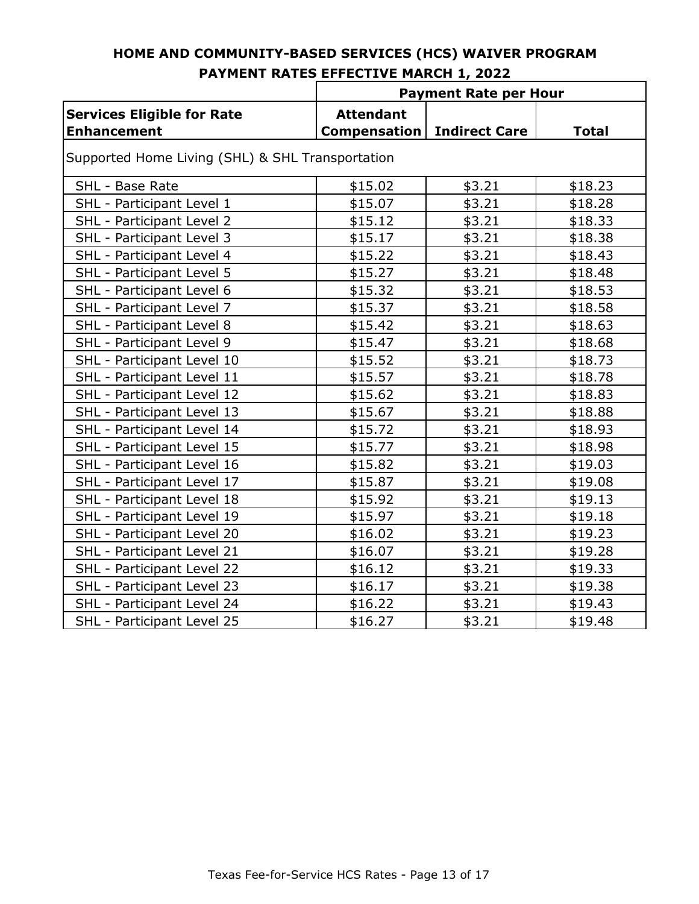## HOME AND COMMUNITY-BASED SERVICES (HCS) WAIVER PROGRAM
## PAYMENT RATES EFFECTIVE MARCH 1, 2022

| | Payment Rate per Hour | | |
|---|---|---|---|
| **Services Eligible for Rate Enhancement** | **Attendant Compensation** | **Indirect Care** | **Total** |
| Supported Home Living (SHL) & SHL Transportation | | | |
| SHL - Base Rate | $15.02 | $3.21 | $18.23 |
| SHL - Participant Level 1 | $15.07 | $3.21 | $18.28 |
| SHL - Participant Level 2 | $15.12 | $3.21 | $18.33 |
| SHL - Participant Level 3 | $15.17 | $3.21 | $18.38 |
| SHL - Participant Level 4 | $15.22 | $3.21 | $18.43 |
| SHL - Participant Level 5 | $15.27 | $3.21 | $18.48 |
| SHL - Participant Level 6 | $15.32 | $3.21 | $18.53 |
| SHL - Participant Level 7 | $15.37 | $3.21 | $18.58 |
| SHL - Participant Level 8 | $15.42 | $3.21 | $18.63 |
| SHL - Participant Level 9 | $15.47 | $3.21 | $18.68 |
| SHL - Participant Level 10 | $15.52 | $3.21 | $18.73 |
| SHL - Participant Level 11 | $15.57 | $3.21 | $18.78 |
| SHL - Participant Level 12 | $15.62 | $3.21 | $18.83 |
| SHL - Participant Level 13 | $15.67 | $3.21 | $18.88 |
| SHL - Participant Level 14 | $15.72 | $3.21 | $18.93 |
| SHL - Participant Level 15 | $15.77 | $3.21 | $18.98 |
| SHL - Participant Level 16 | $15.82 | $3.21 | $19.03 |
| SHL - Participant Level 17 | $15.87 | $3.21 | $19.08 |
| SHL - Participant Level 18 | $15.92 | $3.21 | $19.13 |
| SHL - Participant Level 19 | $15.97 | $3.21 | $19.18 |
| SHL - Participant Level 20 | $16.02 | $3.21 | $19.23 |
| SHL - Participant Level 21 | $16.07 | $3.21 | $19.28 |
| SHL - Participant Level 22 | $16.12 | $3.21 | $19.33 |
| SHL - Participant Level 23 | $16.17 | $3.21 | $19.38 |
| SHL - Participant Level 24 | $16.22 | $3.21 | $19.43 |
| SHL - Participant Level 25 | $16.27 | $3.21 | $19.48 |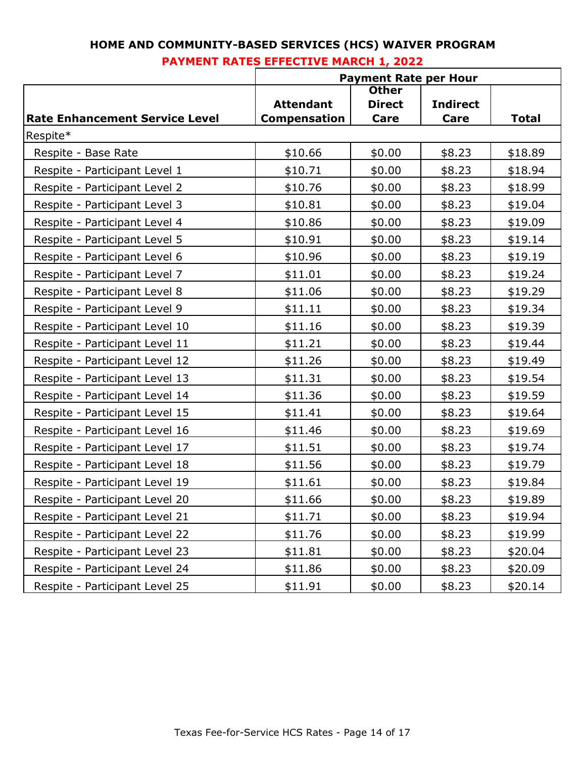**HOME AND COMMUNITY-BASED SERVICES (HCS) WAIVER PROGRAM**

**PAYMENT RATES EFFECTIVE MARCH 1, 2022**

| | Payment Rate per Hour | | | |
|---|---|---|---|---|
| **Rate Enhancement Service Level** | **Attendant Compensation** | **Other Direct Care** | **Indirect Care** | **Total** |
| Respite* | | | | |
| Respite - Base Rate | $10.66 | $0.00 | $8.23 | $18.89 |
| Respite - Participant Level 1 | $10.71 | $0.00 | $8.23 | $18.94 |
| Respite - Participant Level 2 | $10.76 | $0.00 | $8.23 | $18.99 |
| Respite - Participant Level 3 | $10.81 | $0.00 | $8.23 | $19.04 |
| Respite - Participant Level 4 | $10.86 | $0.00 | $8.23 | $19.09 |
| Respite - Participant Level 5 | $10.91 | $0.00 | $8.23 | $19.14 |
| Respite - Participant Level 6 | $10.96 | $0.00 | $8.23 | $19.19 |
| Respite - Participant Level 7 | $11.01 | $0.00 | $8.23 | $19.24 |
| Respite - Participant Level 8 | $11.06 | $0.00 | $8.23 | $19.29 |
| Respite - Participant Level 9 | $11.11 | $0.00 | $8.23 | $19.34 |
| Respite - Participant Level 10 | $11.16 | $0.00 | $8.23 | $19.39 |
| Respite - Participant Level 11 | $11.21 | $0.00 | $8.23 | $19.44 |
| Respite - Participant Level 12 | $11.26 | $0.00 | $8.23 | $19.49 |
| Respite - Participant Level 13 | $11.31 | $0.00 | $8.23 | $19.54 |
| Respite - Participant Level 14 | $11.36 | $0.00 | $8.23 | $19.59 |
| Respite - Participant Level 15 | $11.41 | $0.00 | $8.23 | $19.64 |
| Respite - Participant Level 16 | $11.46 | $0.00 | $8.23 | $19.69 |
| Respite - Participant Level 17 | $11.51 | $0.00 | $8.23 | $19.74 |
| Respite - Participant Level 18 | $11.56 | $0.00 | $8.23 | $19.79 |
| Respite - Participant Level 19 | $11.61 | $0.00 | $8.23 | $19.84 |
| Respite - Participant Level 20 | $11.66 | $0.00 | $8.23 | $19.89 |
| Respite - Participant Level 21 | $11.71 | $0.00 | $8.23 | $19.94 |
| Respite - Participant Level 22 | $11.76 | $0.00 | $8.23 | $19.99 |
| Respite - Participant Level 23 | $11.81 | $0.00 | $8.23 | $20.04 |
| Respite - Participant Level 24 | $11.86 | $0.00 | $8.23 | $20.09 |
| Respite - Participant Level 25 | $11.91 | $0.00 | $8.23 | $20.14 |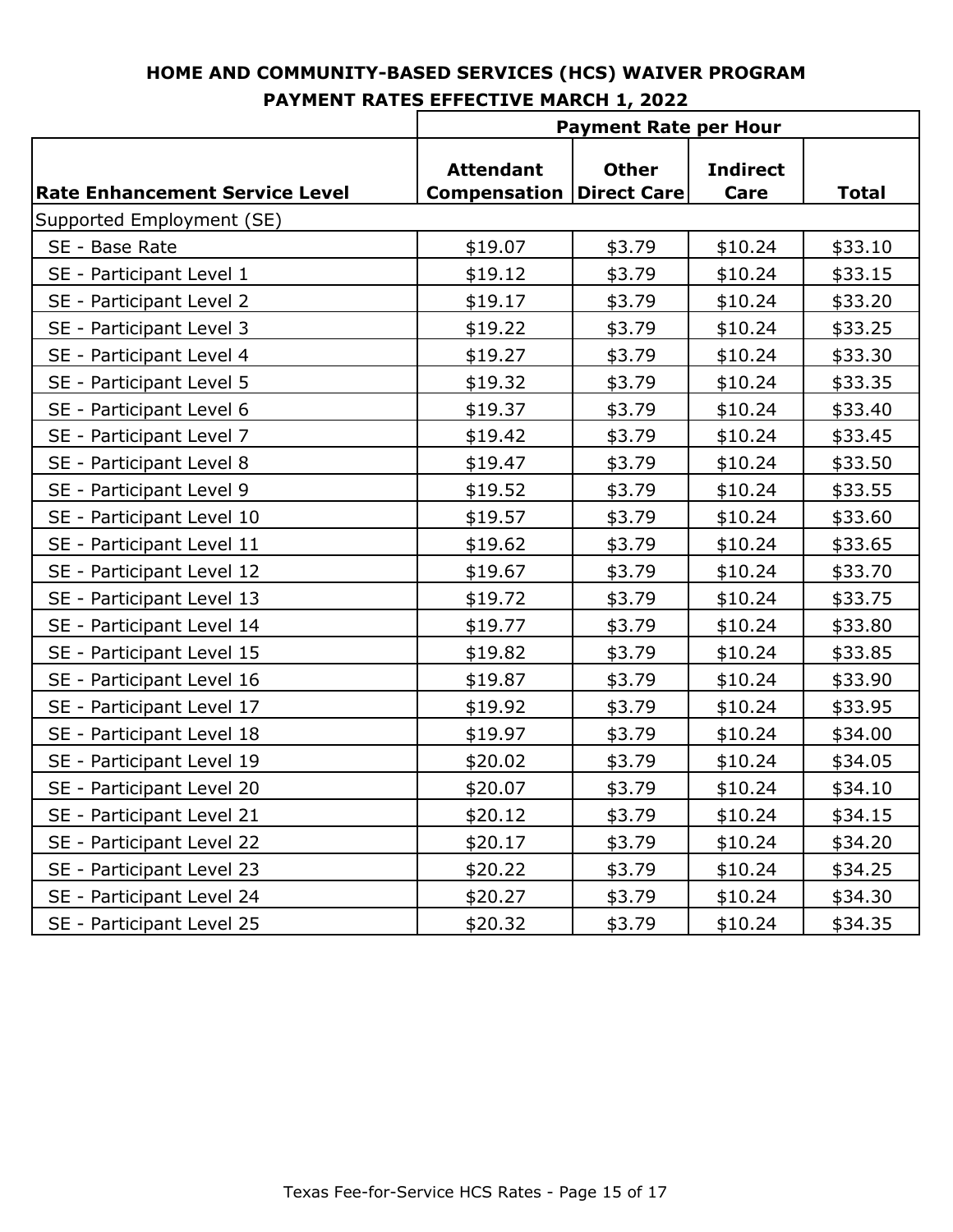**HOME AND COMMUNITY-BASED SERVICES (HCS) WAIVER PROGRAM**
**PAYMENT RATES EFFECTIVE MARCH 1, 2022**

| | Payment Rate per Hour | | | |
|---|---|---|---|---|
| **Rate Enhancement Service Level** | **Attendant Compensation** | **Other Direct Care** | **Indirect Care** | **Total** |
| Supported Employment (SE) | | | | |
| SE - Base Rate | $19.07 | $3.79 | $10.24 | $33.10 |
| SE - Participant Level 1 | $19.12 | $3.79 | $10.24 | $33.15 |
| SE - Participant Level 2 | $19.17 | $3.79 | $10.24 | $33.20 |
| SE - Participant Level 3 | $19.22 | $3.79 | $10.24 | $33.25 |
| SE - Participant Level 4 | $19.27 | $3.79 | $10.24 | $33.30 |
| SE - Participant Level 5 | $19.32 | $3.79 | $10.24 | $33.35 |
| SE - Participant Level 6 | $19.37 | $3.79 | $10.24 | $33.40 |
| SE - Participant Level 7 | $19.42 | $3.79 | $10.24 | $33.45 |
| SE - Participant Level 8 | $19.47 | $3.79 | $10.24 | $33.50 |
| SE - Participant Level 9 | $19.52 | $3.79 | $10.24 | $33.55 |
| SE - Participant Level 10 | $19.57 | $3.79 | $10.24 | $33.60 |
| SE - Participant Level 11 | $19.62 | $3.79 | $10.24 | $33.65 |
| SE - Participant Level 12 | $19.67 | $3.79 | $10.24 | $33.70 |
| SE - Participant Level 13 | $19.72 | $3.79 | $10.24 | $33.75 |
| SE - Participant Level 14 | $19.77 | $3.79 | $10.24 | $33.80 |
| SE - Participant Level 15 | $19.82 | $3.79 | $10.24 | $33.85 |
| SE - Participant Level 16 | $19.87 | $3.79 | $10.24 | $33.90 |
| SE - Participant Level 17 | $19.92 | $3.79 | $10.24 | $33.95 |
| SE - Participant Level 18 | $19.97 | $3.79 | $10.24 | $34.00 |
| SE - Participant Level 19 | $20.02 | $3.79 | $10.24 | $34.05 |
| SE - Participant Level 20 | $20.07 | $3.79 | $10.24 | $34.10 |
| SE - Participant Level 21 | $20.12 | $3.79 | $10.24 | $34.15 |
| SE - Participant Level 22 | $20.17 | $3.79 | $10.24 | $34.20 |
| SE - Participant Level 23 | $20.22 | $3.79 | $10.24 | $34.25 |
| SE - Participant Level 24 | $20.27 | $3.79 | $10.24 | $34.30 |
| SE - Participant Level 25 | $20.32 | $3.79 | $10.24 | $34.35 |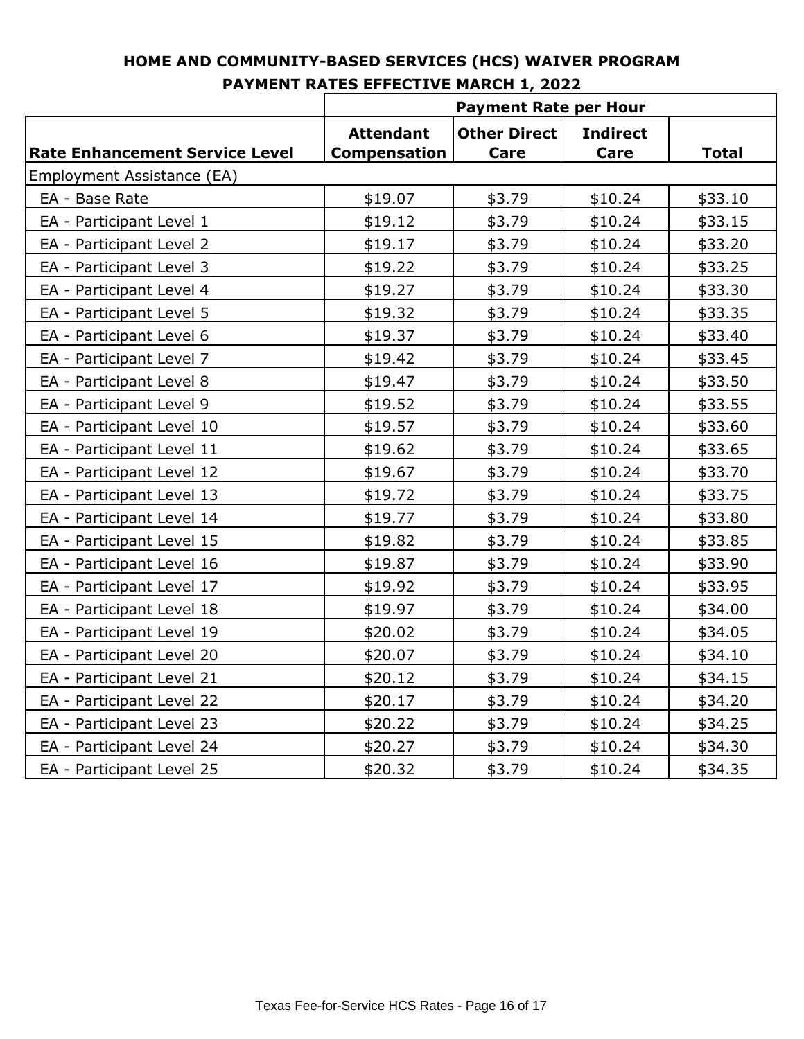# HOME AND COMMUNITY-BASED SERVICES (HCS) WAIVER PROGRAM

## PAYMENT RATES EFFECTIVE MARCH 1, 2022

| | Payment Rate per Hour | | | |
|---|---|---|---|---|
| **Rate Enhancement Service Level** | **Attendant Compensation** | **Other Direct Care** | **Indirect Care** | **Total** |
| Employment Assistance (EA) | | | | |
| EA - Base Rate | $19.07 | $3.79 | $10.24 | $33.10 |
| EA - Participant Level 1 | $19.12 | $3.79 | $10.24 | $33.15 |
| EA - Participant Level 2 | $19.17 | $3.79 | $10.24 | $33.20 |
| EA - Participant Level 3 | $19.22 | $3.79 | $10.24 | $33.25 |
| EA - Participant Level 4 | $19.27 | $3.79 | $10.24 | $33.30 |
| EA - Participant Level 5 | $19.32 | $3.79 | $10.24 | $33.35 |
| EA - Participant Level 6 | $19.37 | $3.79 | $10.24 | $33.40 |
| EA - Participant Level 7 | $19.42 | $3.79 | $10.24 | $33.45 |
| EA - Participant Level 8 | $19.47 | $3.79 | $10.24 | $33.50 |
| EA - Participant Level 9 | $19.52 | $3.79 | $10.24 | $33.55 |
| EA - Participant Level 10 | $19.57 | $3.79 | $10.24 | $33.60 |
| EA - Participant Level 11 | $19.62 | $3.79 | $10.24 | $33.65 |
| EA - Participant Level 12 | $19.67 | $3.79 | $10.24 | $33.70 |
| EA - Participant Level 13 | $19.72 | $3.79 | $10.24 | $33.75 |
| EA - Participant Level 14 | $19.77 | $3.79 | $10.24 | $33.80 |
| EA - Participant Level 15 | $19.82 | $3.79 | $10.24 | $33.85 |
| EA - Participant Level 16 | $19.87 | $3.79 | $10.24 | $33.90 |
| EA - Participant Level 17 | $19.92 | $3.79 | $10.24 | $33.95 |
| EA - Participant Level 18 | $19.97 | $3.79 | $10.24 | $34.00 |
| EA - Participant Level 19 | $20.02 | $3.79 | $10.24 | $34.05 |
| EA - Participant Level 20 | $20.07 | $3.79 | $10.24 | $34.10 |
| EA - Participant Level 21 | $20.12 | $3.79 | $10.24 | $34.15 |
| EA - Participant Level 22 | $20.17 | $3.79 | $10.24 | $34.20 |
| EA - Participant Level 23 | $20.22 | $3.79 | $10.24 | $34.25 |
| EA - Participant Level 24 | $20.27 | $3.79 | $10.24 | $34.30 |
| EA - Participant Level 25 | $20.32 | $3.79 | $10.24 | $34.35 |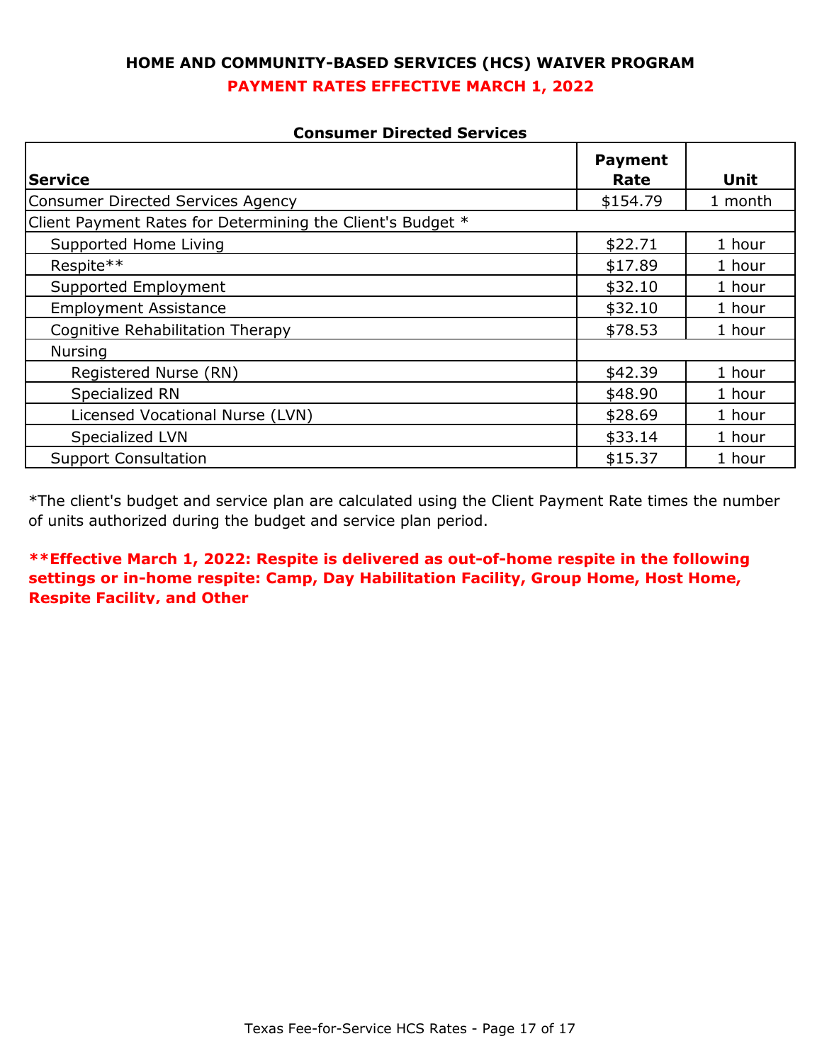## HOME AND COMMUNITY-BASED SERVICES (HCS) WAIVER PROGRAM

**PAYMENT RATES EFFECTIVE MARCH 1, 2022**

**Consumer Directed Services**

| Service | Payment Rate | Unit |
|---|---|---|
| Consumer Directed Services Agency | $154.79 | 1 month |
| Client Payment Rates for Determining the Client's Budget * | | |
| Supported Home Living | $22.71 | 1 hour |
| Respite** | $17.89 | 1 hour |
| Supported Employment | $32.10 | 1 hour |
| Employment Assistance | $32.10 | 1 hour |
| Cognitive Rehabilitation Therapy | $78.53 | 1 hour |
| Nursing | | |
| Registered Nurse (RN) | $42.39 | 1 hour |
| Specialized RN | $48.90 | 1 hour |
| Licensed Vocational Nurse (LVN) | $28.69 | 1 hour |
| Specialized LVN | $33.14 | 1 hour |
| Support Consultation | $15.37 | 1 hour |

*The client's budget and service plan are calculated using the Client Payment Rate times the number of units authorized during the budget and service plan period.

**\*\*Effective March 1, 2022: Respite is delivered as out-of-home respite in the following settings or in-home respite: Camp, Day Habilitation Facility, Group Home, Host Home, Respite Facility, and Other**